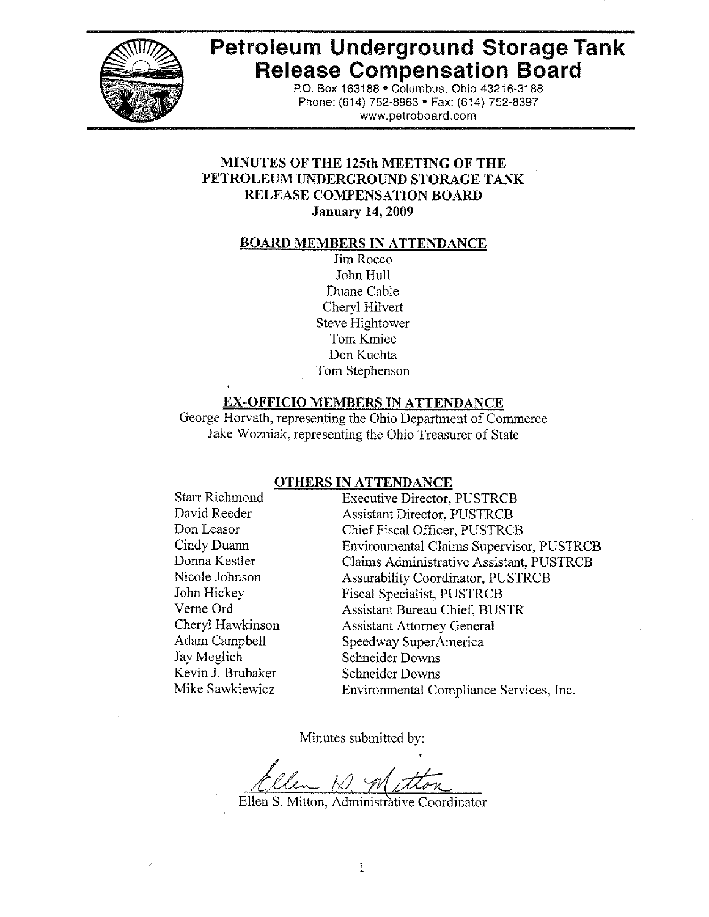# Petroleum Underground Storage Tank Release Compensation Board

P.O. Box 163188 • Columbus, Ohio 43216-3188
Phone: (614) 752-8963 • Fax: (614) 752-8397
www.petroboard.com

## MINUTES OF THE 125th MEETING OF THE PETROLEUM UNDERGROUND STORAGE TANK RELEASE COMPENSATION BOARD

**January 14, 2009**

### BOARD MEMBERS IN ATTENDANCE

Jim Rocco
John Hull
Duane Cable
Cheryl Hilvert
Steve Hightower
Tom Kmiec
Don Kuchta
Tom Stephenson

### EX-OFFICIO MEMBERS IN ATTENDANCE

George Horvath, representing the Ohio Department of Commerce
Jake Wozniak, representing the Ohio Treasurer of State

### OTHERS IN ATTENDANCE

| | |
|---|---|
| Starr Richmond | Executive Director, PUSTRCB |
| David Reeder | Assistant Director, PUSTRCB |
| Don Leasor | Chief Fiscal Officer, PUSTRCB |
| Cindy Duann | Environmental Claims Supervisor, PUSTRCB |
| Donna Kestler | Claims Administrative Assistant, PUSTRCB |
| Nicole Johnson | Assurability Coordinator, PUSTRCB |
| John Hickey | Fiscal Specialist, PUSTRCB |
| Verne Ord | Assistant Bureau Chief, BUSTR |
| Cheryl Hawkinson | Assistant Attorney General |
| Adam Campbell | Speedway SuperAmerica |
| Jay Meglich | Schneider Downs |
| Kevin J. Brubaker | Schneider Downs |
| Mike Sawkiewicz | Environmental Compliance Services, Inc. |

Minutes submitted by:

Ellen S. Mitton, Administrative Coordinator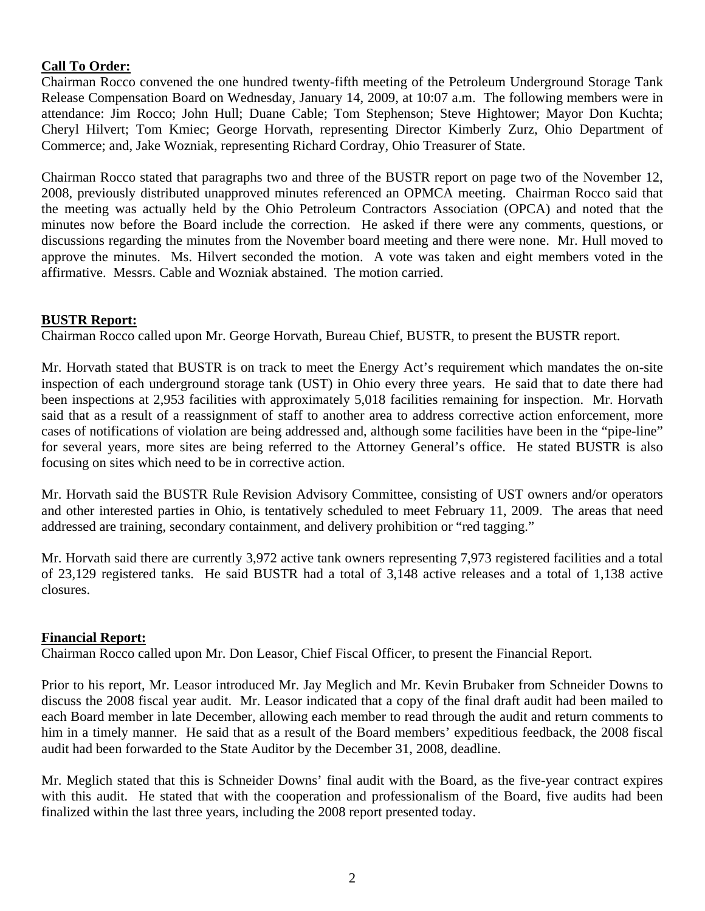**Call To Order:**

Chairman Rocco convened the one hundred twenty-fifth meeting of the Petroleum Underground Storage Tank Release Compensation Board on Wednesday, January 14, 2009, at 10:07 a.m. The following members were in attendance: Jim Rocco; John Hull; Duane Cable; Tom Stephenson; Steve Hightower; Mayor Don Kuchta; Cheryl Hilvert; Tom Kmiec; George Horvath, representing Director Kimberly Zurz, Ohio Department of Commerce; and, Jake Wozniak, representing Richard Cordray, Ohio Treasurer of State.

Chairman Rocco stated that paragraphs two and three of the BUSTR report on page two of the November 12, 2008, previously distributed unapproved minutes referenced an OPMCA meeting. Chairman Rocco said that the meeting was actually held by the Ohio Petroleum Contractors Association (OPCA) and noted that the minutes now before the Board include the correction. He asked if there were any comments, questions, or discussions regarding the minutes from the November board meeting and there were none. Mr. Hull moved to approve the minutes. Ms. Hilvert seconded the motion. A vote was taken and eight members voted in the affirmative. Messrs. Cable and Wozniak abstained. The motion carried.

**BUSTR Report:**

Chairman Rocco called upon Mr. George Horvath, Bureau Chief, BUSTR, to present the BUSTR report.

Mr. Horvath stated that BUSTR is on track to meet the Energy Act's requirement which mandates the on-site inspection of each underground storage tank (UST) in Ohio every three years. He said that to date there had been inspections at 2,953 facilities with approximately 5,018 facilities remaining for inspection. Mr. Horvath said that as a result of a reassignment of staff to another area to address corrective action enforcement, more cases of notifications of violation are being addressed and, although some facilities have been in the "pipe-line" for several years, more sites are being referred to the Attorney General's office. He stated BUSTR is also focusing on sites which need to be in corrective action.

Mr. Horvath said the BUSTR Rule Revision Advisory Committee, consisting of UST owners and/or operators and other interested parties in Ohio, is tentatively scheduled to meet February 11, 2009. The areas that need addressed are training, secondary containment, and delivery prohibition or "red tagging."

Mr. Horvath said there are currently 3,972 active tank owners representing 7,973 registered facilities and a total of 23,129 registered tanks. He said BUSTR had a total of 3,148 active releases and a total of 1,138 active closures.

**Financial Report:**

Chairman Rocco called upon Mr. Don Leasor, Chief Fiscal Officer, to present the Financial Report.

Prior to his report, Mr. Leasor introduced Mr. Jay Meglich and Mr. Kevin Brubaker from Schneider Downs to discuss the 2008 fiscal year audit. Mr. Leasor indicated that a copy of the final draft audit had been mailed to each Board member in late December, allowing each member to read through the audit and return comments to him in a timely manner. He said that as a result of the Board members' expeditious feedback, the 2008 fiscal audit had been forwarded to the State Auditor by the December 31, 2008, deadline.

Mr. Meglich stated that this is Schneider Downs' final audit with the Board, as the five-year contract expires with this audit. He stated that with the cooperation and professionalism of the Board, five audits had been finalized within the last three years, including the 2008 report presented today.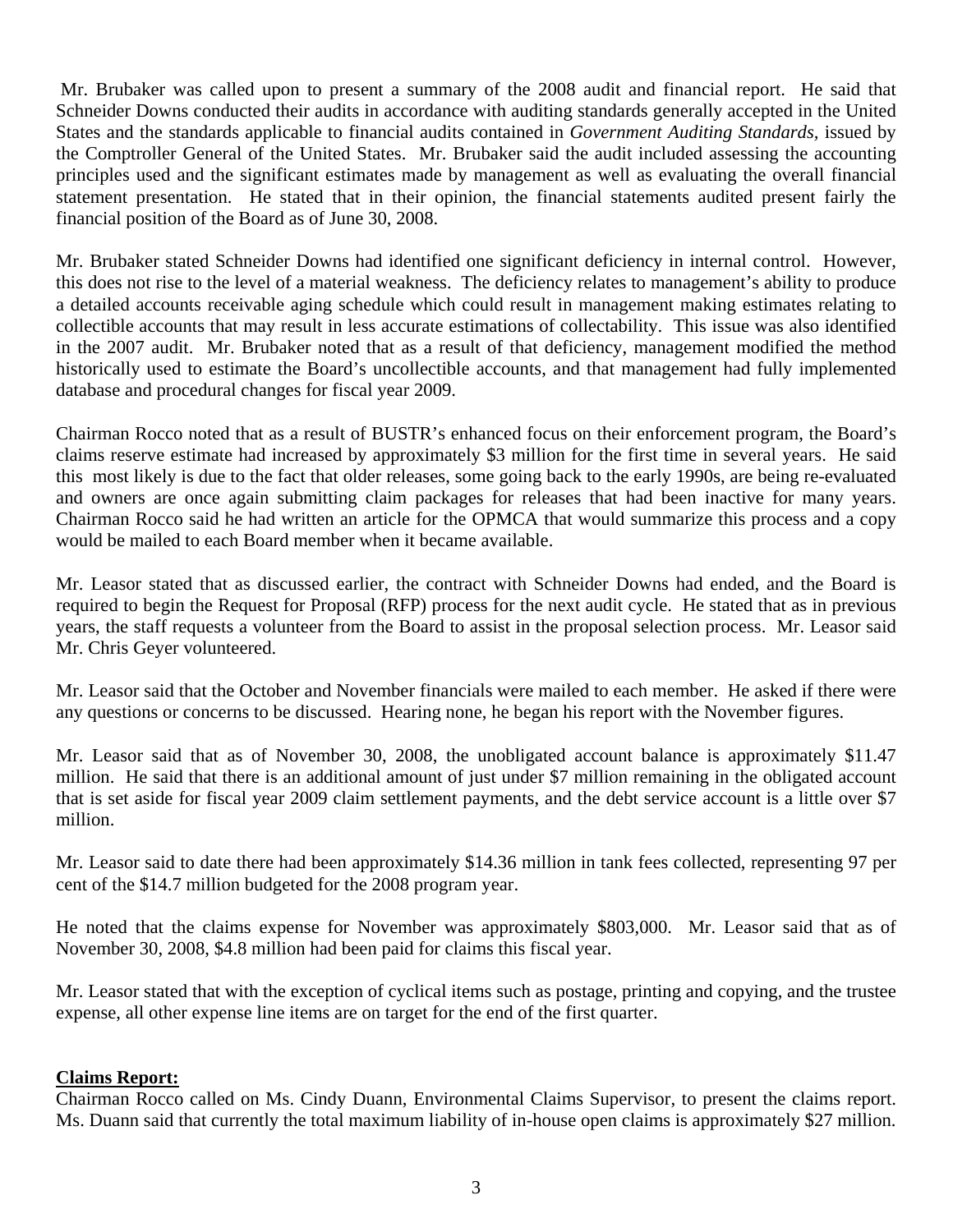Mr. Brubaker was called upon to present a summary of the 2008 audit and financial report. He said that Schneider Downs conducted their audits in accordance with auditing standards generally accepted in the United States and the standards applicable to financial audits contained in *Government Auditing Standards*, issued by the Comptroller General of the United States. Mr. Brubaker said the audit included assessing the accounting principles used and the significant estimates made by management as well as evaluating the overall financial statement presentation. He stated that in their opinion, the financial statements audited present fairly the financial position of the Board as of June 30, 2008.

Mr. Brubaker stated Schneider Downs had identified one significant deficiency in internal control. However, this does not rise to the level of a material weakness. The deficiency relates to management's ability to produce a detailed accounts receivable aging schedule which could result in management making estimates relating to collectible accounts that may result in less accurate estimations of collectability. This issue was also identified in the 2007 audit. Mr. Brubaker noted that as a result of that deficiency, management modified the method historically used to estimate the Board's uncollectible accounts, and that management had fully implemented database and procedural changes for fiscal year 2009.

Chairman Rocco noted that as a result of BUSTR's enhanced focus on their enforcement program, the Board's claims reserve estimate had increased by approximately $3 million for the first time in several years. He said this most likely is due to the fact that older releases, some going back to the early 1990s, are being re-evaluated and owners are once again submitting claim packages for releases that had been inactive for many years. Chairman Rocco said he had written an article for the OPMCA that would summarize this process and a copy would be mailed to each Board member when it became available.

Mr. Leasor stated that as discussed earlier, the contract with Schneider Downs had ended, and the Board is required to begin the Request for Proposal (RFP) process for the next audit cycle. He stated that as in previous years, the staff requests a volunteer from the Board to assist in the proposal selection process. Mr. Leasor said Mr. Chris Geyer volunteered.

Mr. Leasor said that the October and November financials were mailed to each member. He asked if there were any questions or concerns to be discussed. Hearing none, he began his report with the November figures.

Mr. Leasor said that as of November 30, 2008, the unobligated account balance is approximately $11.47 million. He said that there is an additional amount of just under $7 million remaining in the obligated account that is set aside for fiscal year 2009 claim settlement payments, and the debt service account is a little over $7 million.

Mr. Leasor said to date there had been approximately $14.36 million in tank fees collected, representing 97 per cent of the $14.7 million budgeted for the 2008 program year.

He noted that the claims expense for November was approximately $803,000. Mr. Leasor said that as of November 30, 2008, $4.8 million had been paid for claims this fiscal year.

Mr. Leasor stated that with the exception of cyclical items such as postage, printing and copying, and the trustee expense, all other expense line items are on target for the end of the first quarter.

**Claims Report:**

Chairman Rocco called on Ms. Cindy Duann, Environmental Claims Supervisor, to present the claims report. Ms. Duann said that currently the total maximum liability of in-house open claims is approximately $27 million.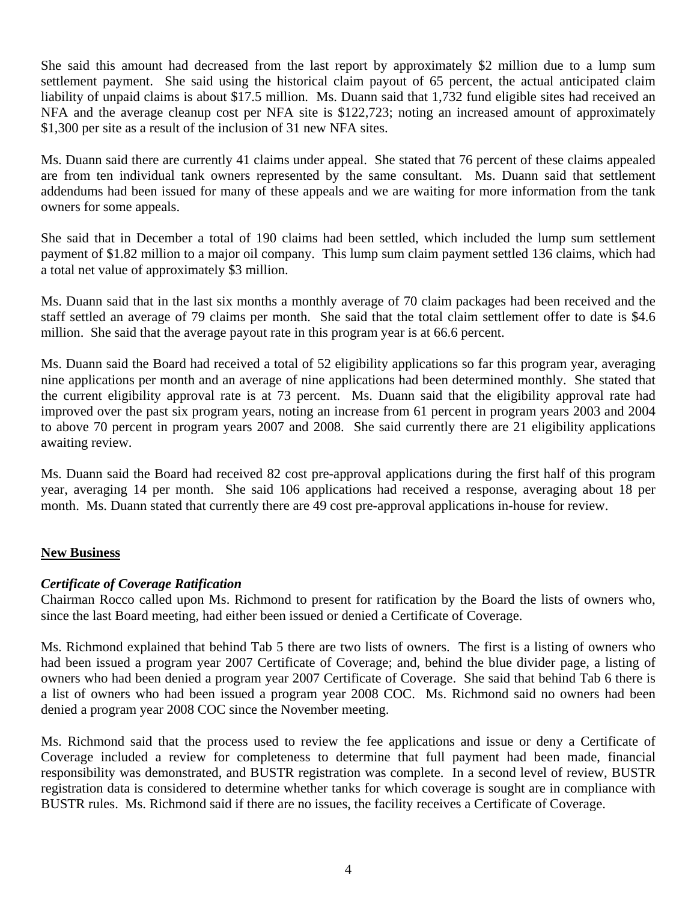She said this amount had decreased from the last report by approximately $2 million due to a lump sum settlement payment. She said using the historical claim payout of 65 percent, the actual anticipated claim liability of unpaid claims is about $17.5 million. Ms. Duann said that 1,732 fund eligible sites had received an NFA and the average cleanup cost per NFA site is $122,723; noting an increased amount of approximately $1,300 per site as a result of the inclusion of 31 new NFA sites.

Ms. Duann said there are currently 41 claims under appeal. She stated that 76 percent of these claims appealed are from ten individual tank owners represented by the same consultant. Ms. Duann said that settlement addendums had been issued for many of these appeals and we are waiting for more information from the tank owners for some appeals.

She said that in December a total of 190 claims had been settled, which included the lump sum settlement payment of $1.82 million to a major oil company. This lump sum claim payment settled 136 claims, which had a total net value of approximately $3 million.

Ms. Duann said that in the last six months a monthly average of 70 claim packages had been received and the staff settled an average of 79 claims per month. She said that the total claim settlement offer to date is $4.6 million. She said that the average payout rate in this program year is at 66.6 percent.

Ms. Duann said the Board had received a total of 52 eligibility applications so far this program year, averaging nine applications per month and an average of nine applications had been determined monthly. She stated that the current eligibility approval rate is at 73 percent. Ms. Duann said that the eligibility approval rate had improved over the past six program years, noting an increase from 61 percent in program years 2003 and 2004 to above 70 percent in program years 2007 and 2008. She said currently there are 21 eligibility applications awaiting review.

Ms. Duann said the Board had received 82 cost pre-approval applications during the first half of this program year, averaging 14 per month. She said 106 applications had received a response, averaging about 18 per month. Ms. Duann stated that currently there are 49 cost pre-approval applications in-house for review.

## New Business

### *Certificate of Coverage Ratification*

Chairman Rocco called upon Ms. Richmond to present for ratification by the Board the lists of owners who, since the last Board meeting, had either been issued or denied a Certificate of Coverage.

Ms. Richmond explained that behind Tab 5 there are two lists of owners. The first is a listing of owners who had been issued a program year 2007 Certificate of Coverage; and, behind the blue divider page, a listing of owners who had been denied a program year 2007 Certificate of Coverage. She said that behind Tab 6 there is a list of owners who had been issued a program year 2008 COC. Ms. Richmond said no owners had been denied a program year 2008 COC since the November meeting.

Ms. Richmond said that the process used to review the fee applications and issue or deny a Certificate of Coverage included a review for completeness to determine that full payment had been made, financial responsibility was demonstrated, and BUSTR registration was complete. In a second level of review, BUSTR registration data is considered to determine whether tanks for which coverage is sought are in compliance with BUSTR rules. Ms. Richmond said if there are no issues, the facility receives a Certificate of Coverage.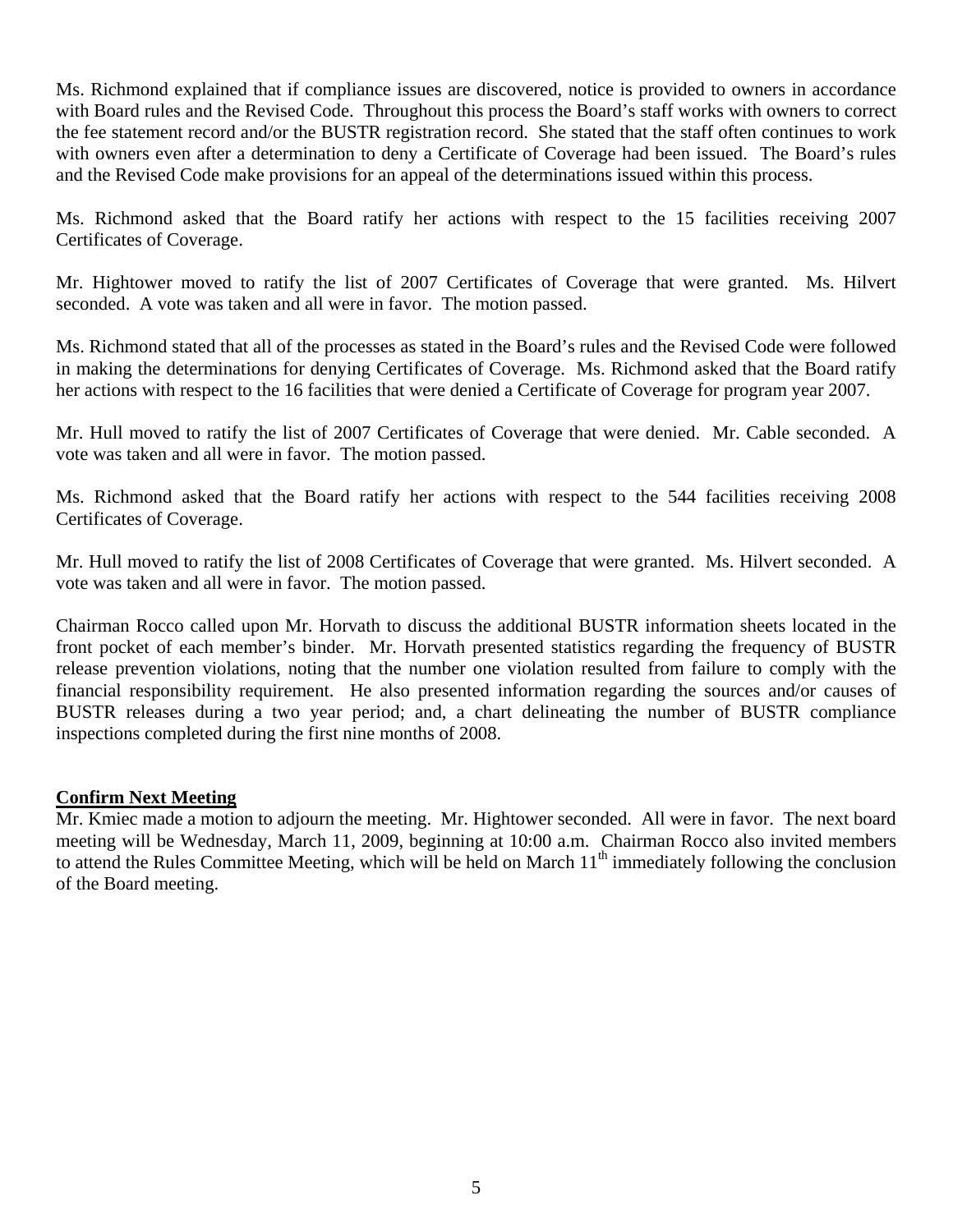Ms. Richmond explained that if compliance issues are discovered, notice is provided to owners in accordance with Board rules and the Revised Code. Throughout this process the Board's staff works with owners to correct the fee statement record and/or the BUSTR registration record. She stated that the staff often continues to work with owners even after a determination to deny a Certificate of Coverage had been issued. The Board's rules and the Revised Code make provisions for an appeal of the determinations issued within this process.

Ms. Richmond asked that the Board ratify her actions with respect to the 15 facilities receiving 2007 Certificates of Coverage.

Mr. Hightower moved to ratify the list of 2007 Certificates of Coverage that were granted. Ms. Hilvert seconded. A vote was taken and all were in favor. The motion passed.

Ms. Richmond stated that all of the processes as stated in the Board's rules and the Revised Code were followed in making the determinations for denying Certificates of Coverage. Ms. Richmond asked that the Board ratify her actions with respect to the 16 facilities that were denied a Certificate of Coverage for program year 2007.

Mr. Hull moved to ratify the list of 2007 Certificates of Coverage that were denied. Mr. Cable seconded. A vote was taken and all were in favor. The motion passed.

Ms. Richmond asked that the Board ratify her actions with respect to the 544 facilities receiving 2008 Certificates of Coverage.

Mr. Hull moved to ratify the list of 2008 Certificates of Coverage that were granted. Ms. Hilvert seconded. A vote was taken and all were in favor. The motion passed.

Chairman Rocco called upon Mr. Horvath to discuss the additional BUSTR information sheets located in the front pocket of each member's binder. Mr. Horvath presented statistics regarding the frequency of BUSTR release prevention violations, noting that the number one violation resulted from failure to comply with the financial responsibility requirement. He also presented information regarding the sources and/or causes of BUSTR releases during a two year period; and, a chart delineating the number of BUSTR compliance inspections completed during the first nine months of 2008.

**Confirm Next Meeting**

Mr. Kmiec made a motion to adjourn the meeting. Mr. Hightower seconded. All were in favor. The next board meeting will be Wednesday, March 11, 2009, beginning at 10:00 a.m. Chairman Rocco also invited members to attend the Rules Committee Meeting, which will be held on March 11th immediately following the conclusion of the Board meeting.